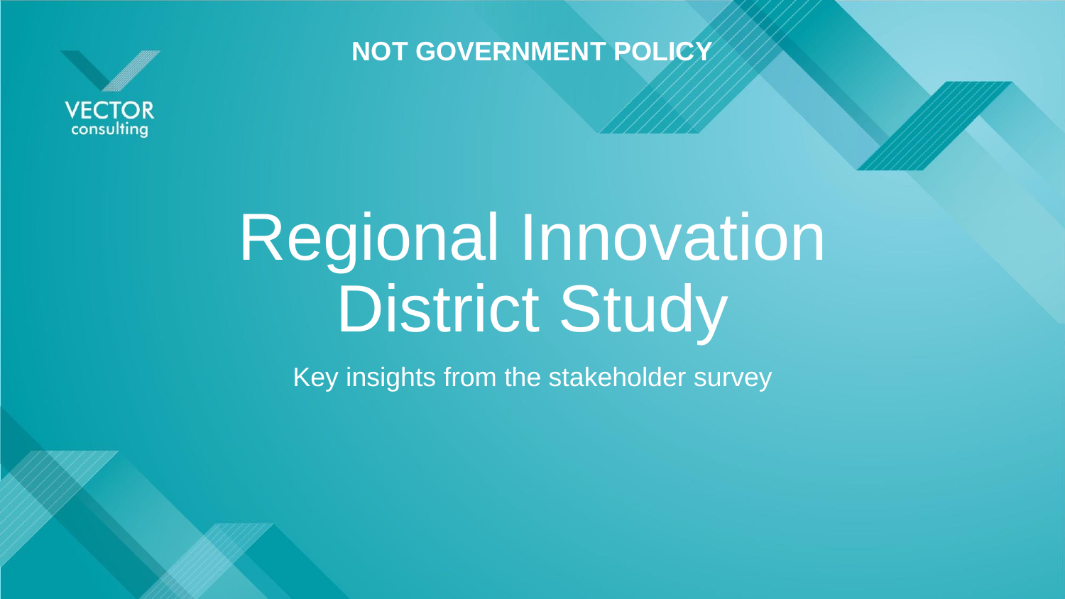VECTOR consulting

**NOT GOVERNMENT POLICY**

# Regional Innovation District Study

Key insights from the stakeholder survey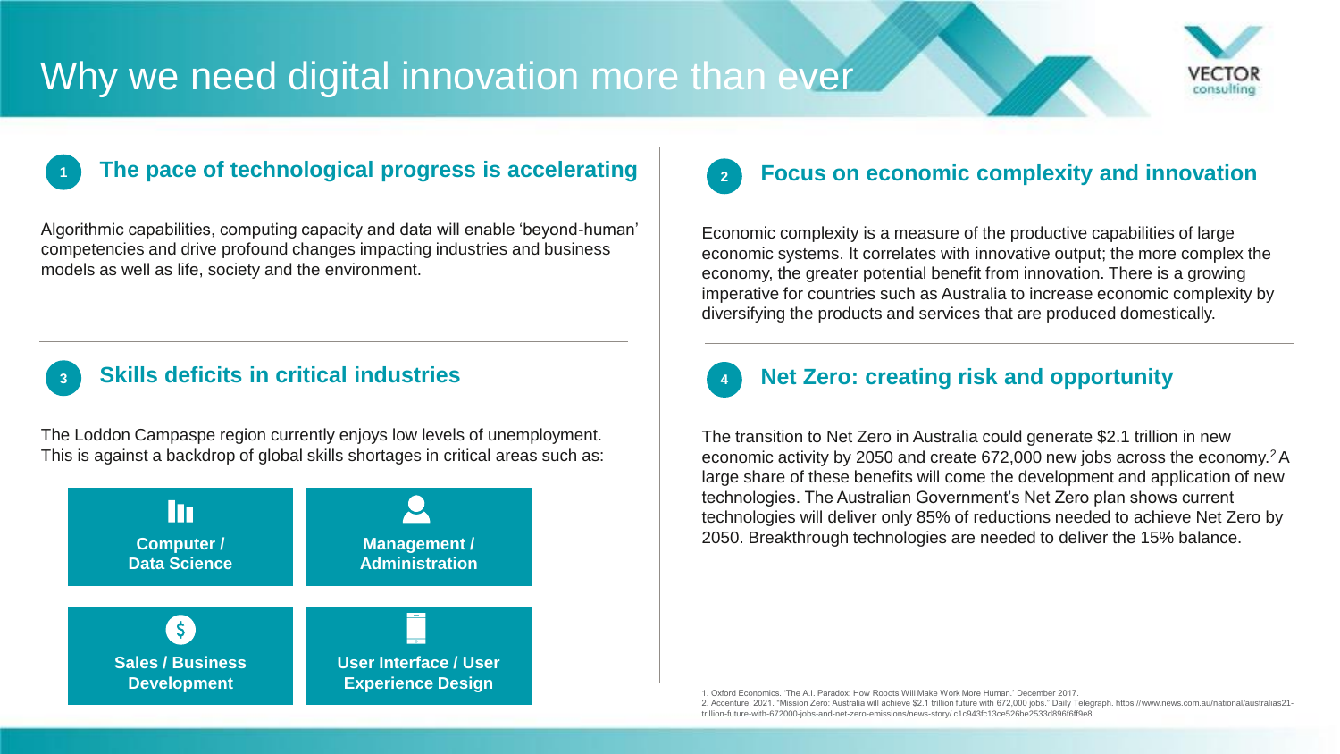# Why we need digital innovation more than ever

## 1 The pace of technological progress is accelerating

Algorithmic capabilities, computing capacity and data will enable ‘beyond-human’ competencies and drive profound changes impacting industries and business models as well as life, society and the environment.

## 2 Focus on economic complexity and innovation

Economic complexity is a measure of the productive capabilities of large economic systems. It correlates with innovative output; the more complex the economy, the greater potential benefit from innovation. There is a growing imperative for countries such as Australia to increase economic complexity by diversifying the products and services that are produced domestically.

## 3 Skills deficits in critical industries

The Loddon Campaspe region currently enjoys low levels of unemployment. This is against a backdrop of global skills shortages in critical areas such as:

- **Computer / Data Science**
- **Management / Administration**
- **Sales / Business Development**
- **User Interface / User Experience Design**

## 4 Net Zero: creating risk and opportunity

The transition to Net Zero in Australia could generate $2.1 trillion in new economic activity by 2050 and create 672,000 new jobs across the economy.[2] A large share of these benefits will come the development and application of new technologies. The Australian Government’s Net Zero plan shows current technologies will deliver only 85% of reductions needed to achieve Net Zero by 2050. Breakthrough technologies are needed to deliver the 15% balance.

1. Oxford Economics. ‘The A.I. Paradox: How Robots Will Make Work More Human.’ December 2017.
2. Accenture. 2021. "Mission Zero: Australia will achieve $2.1 trillion future with 672,000 jobs." Daily Telegraph. https://www.news.com.au/national/australias21-trillion-future-with-672000-jobs-and-net-zero-emissions/news-story/ c1c943fc13ce526be2533d896f6ff9e8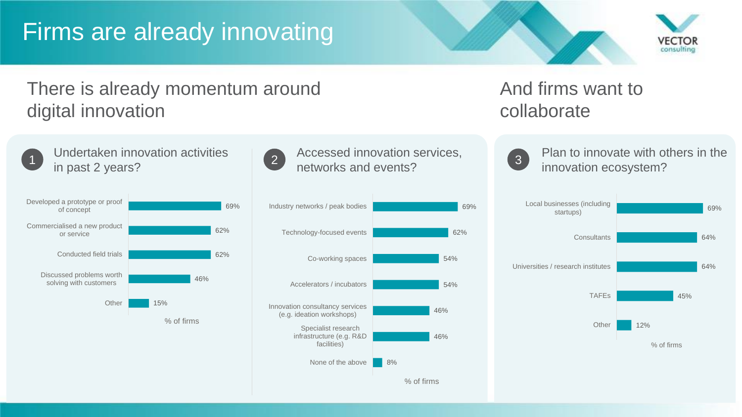# Firms are already innovating

## There is already momentum around digital innovation

### 1 Undertaken innovation activities in past 2 years?

| Activity | % of firms |
|---|---|
| Developed a prototype or proof of concept | 69% |
| Commercialised a new product or service | 62% |
| Conducted field trials | 62% |
| Discussed problems worth solving with customers | 46% |
| Other | 15% |

### 2 Accessed innovation services, networks and events?

| Service | % of firms |
|---|---|
| Industry networks / peak bodies | 69% |
| Technology-focused events | 62% |
| Co-working spaces | 54% |
| Accelerators / incubators | 54% |
| Innovation consultancy services (e.g. ideation workshops) | 46% |
| Specialist research infrastructure (e.g. R&D facilities) | 46% |
| None of the above | 8% |

## And firms want to collaborate

### 3 Plan to innovate with others in the innovation ecosystem?

| Partner | % of firms |
|---|---|
| Local businesses (including startups) | 69% |
| Consultants | 64% |
| Universities / research institutes | 64% |
| TAFEs | 45% |
| Other | 12% |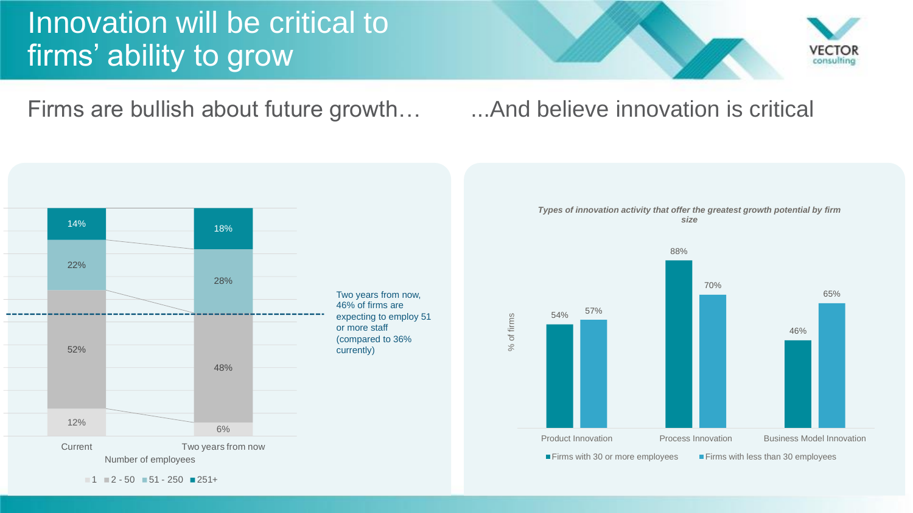# Innovation will be critical to firms' ability to grow

## Firms are bullish about future growth…

| Number of employees | 1 | 2 - 50 | 51 - 250 | 251+ |
|---|---|---|---|---|
| Current | 12% | 52% | 22% | 14% |
| Two years from now | 6% | 48% | 28% | 18% |

Two years from now, 46% of firms are expecting to employ 51 or more staff (compared to 36% currently)

## ...And believe innovation is critical

*Types of innovation activity that offer the greatest growth potential by firm size*

| % of firms | Firms with 30 or more employees | Firms with less than 30 employees |
|---|---|---|
| Product Innovation | 54% | 57% |
| Process Innovation | 88% | 70% |
| Business Model Innovation | 46% | 65% |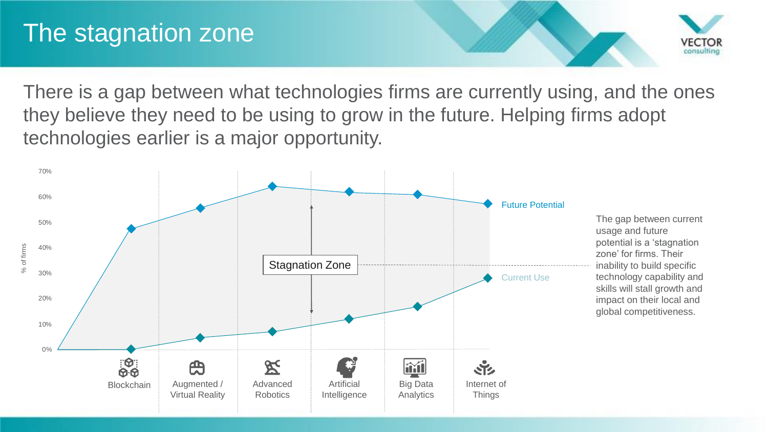# The stagnation zone

There is a gap between what technologies firms are currently using, and the ones they believe they need to be using to grow in the future. Helping firms adopt technologies earlier is a major opportunity.

70%
60%
50%
40%
30%
20%
10%
0%

% of firms

Future Potential

Stagnation Zone

Current Use

Blockchain

Augmented / Virtual Reality

Advanced Robotics

Artificial Intelligence

Big Data Analytics

Internet of Things

The gap between current usage and future potential is a 'stagnation zone' for firms. Their inability to build specific technology capability and skills will stall growth and impact on their local and global competitiveness.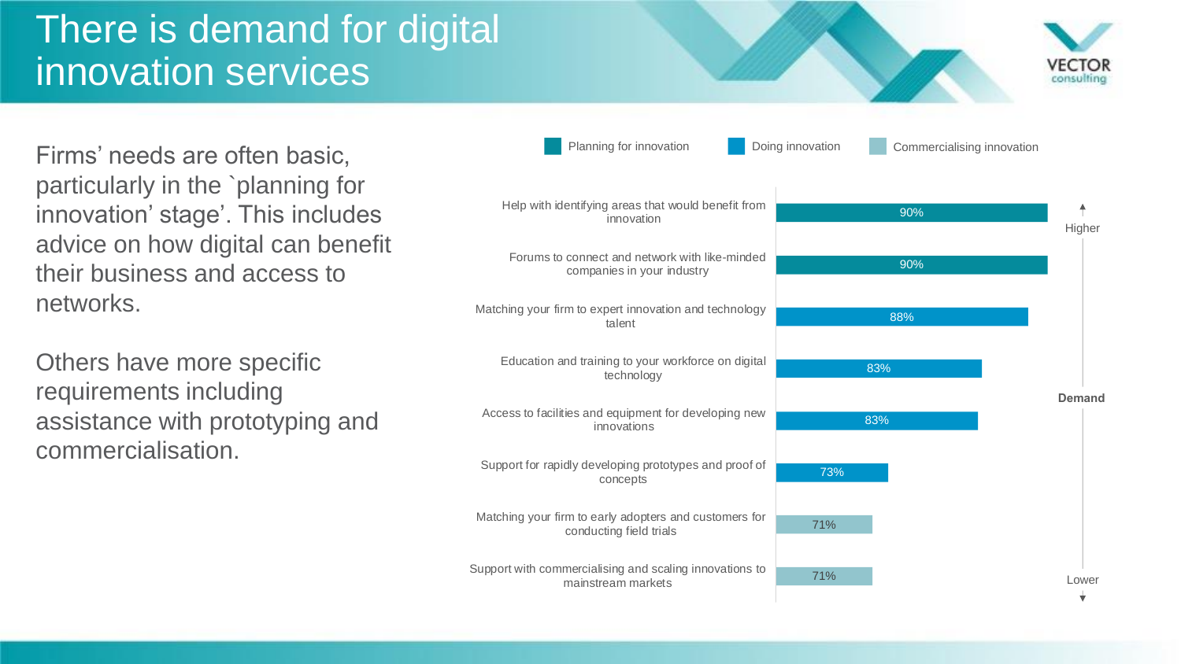# There is demand for digital innovation services

Firms' needs are often basic, particularly in the `planning for innovation' stage'. This includes advice on how digital can benefit their business and access to networks.

Others have more specific requirements including assistance with prototyping and commercialisation.

| Service | Stage | Demand |
|---|---|---|
| Help with identifying areas that would benefit from innovation | Planning for innovation | 90% |
| Forums to connect and network with like-minded companies in your industry | Planning for innovation | 90% |
| Matching your firm to expert innovation and technology talent | Doing innovation | 88% |
| Education and training to your workforce on digital technology | Doing innovation | 83% |
| Access to facilities and equipment for developing new innovations | Doing innovation | 83% |
| Support for rapidly developing prototypes and proof of concepts | Doing innovation | 73% |
| Matching your firm to early adopters and customers for conducting field trials | Commercialising innovation | 71% |
| Support with commercialising and scaling innovations to mainstream markets | Commercialising innovation | 71% |

Demand: Higher ↑ / Lower ↓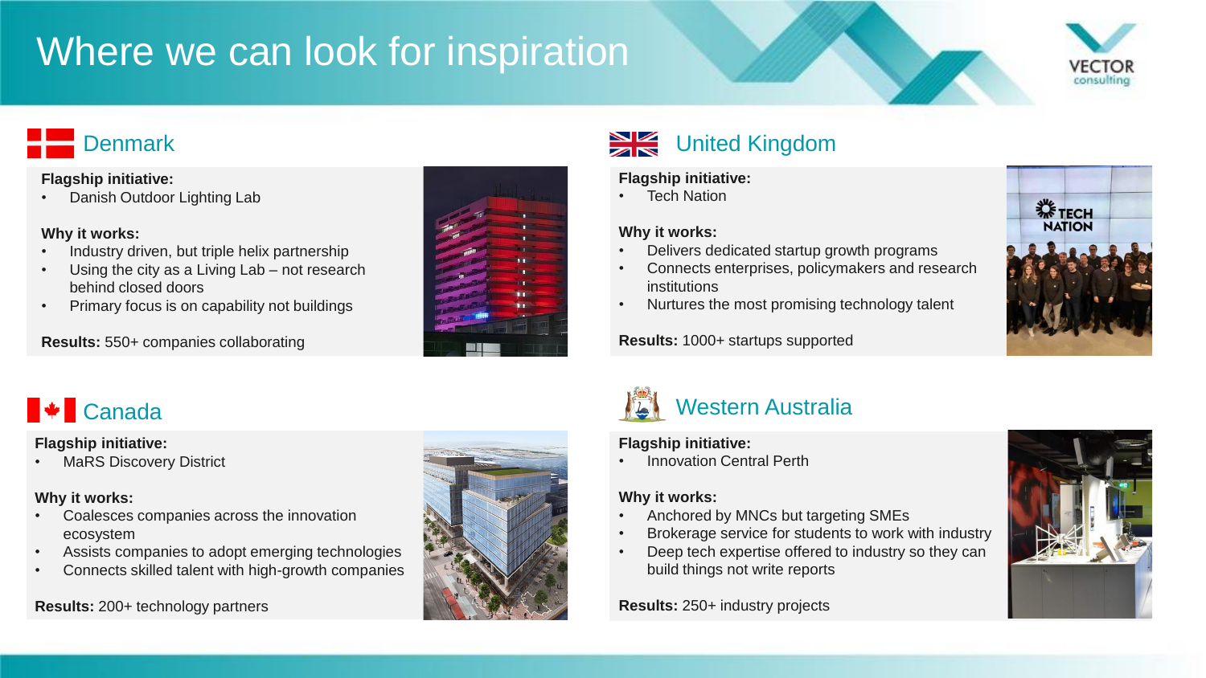# Where we can look for inspiration

## Denmark

**Flagship initiative:**
- Danish Outdoor Lighting Lab

**Why it works:**
- Industry driven, but triple helix partnership
- Using the city as a Living Lab – not research behind closed doors
- Primary focus is on capability not buildings

**Results:** 550+ companies collaborating

## United Kingdom

**Flagship initiative:**
- Tech Nation

**Why it works:**
- Delivers dedicated startup growth programs
- Connects enterprises, policymakers and research institutions
- Nurtures the most promising technology talent

**Results:** 1000+ startups supported

## Canada

**Flagship initiative:**
- MaRS Discovery District

**Why it works:**
- Coalesces companies across the innovation ecosystem
- Assists companies to adopt emerging technologies
- Connects skilled talent with high-growth companies

**Results:** 200+ technology partners

## Western Australia

**Flagship initiative:**
- Innovation Central Perth

**Why it works:**
- Anchored by MNCs but targeting SMEs
- Brokerage service for students to work with industry
- Deep tech expertise offered to industry so they can build things not write reports

**Results:** 250+ industry projects